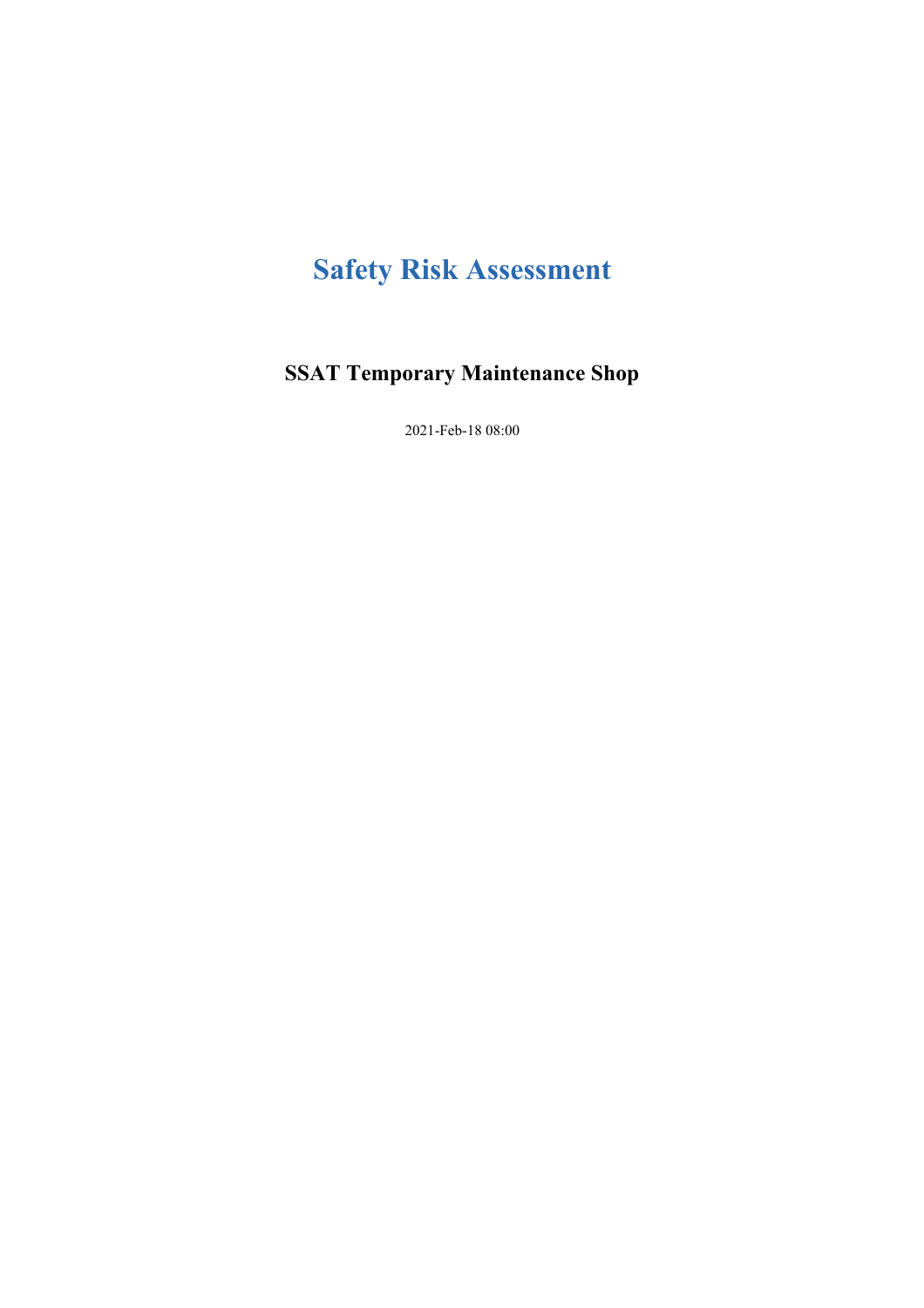# Safety Risk Assessment

## SSAT Temporary Maintenance Shop

2021-Feb-18 08:00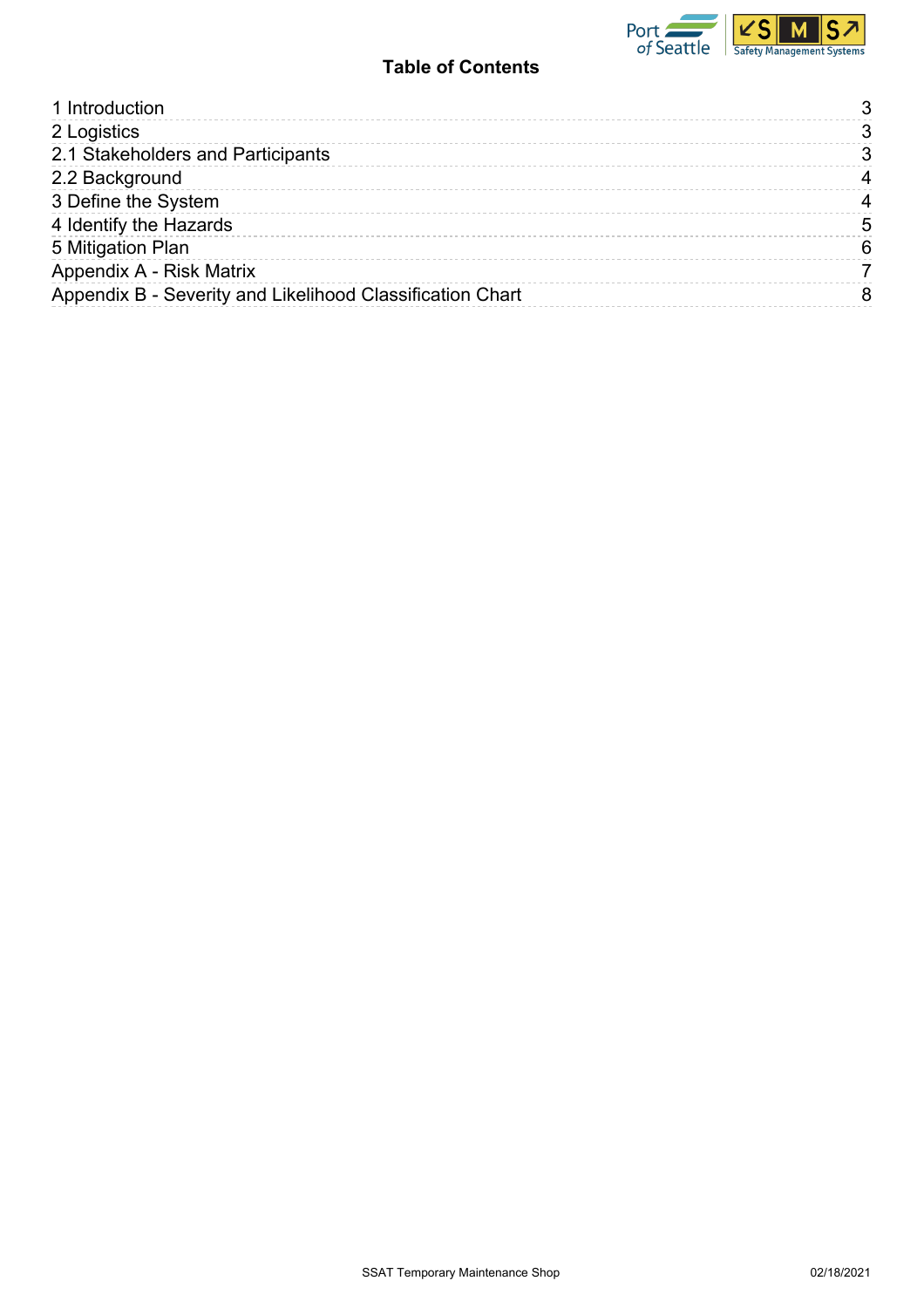# Table of Contents

| | |
|---|---|
| 1 Introduction | 3 |
| 2 Logistics | 3 |
| 2.1 Stakeholders and Participants | 3 |
| 2.2 Background | 4 |
| 3 Define the System | 4 |
| 4 Identify the Hazards | 5 |
| 5 Mitigation Plan | 6 |
| Appendix A - Risk Matrix | 7 |
| Appendix B - Severity and Likelihood Classification Chart | 8 |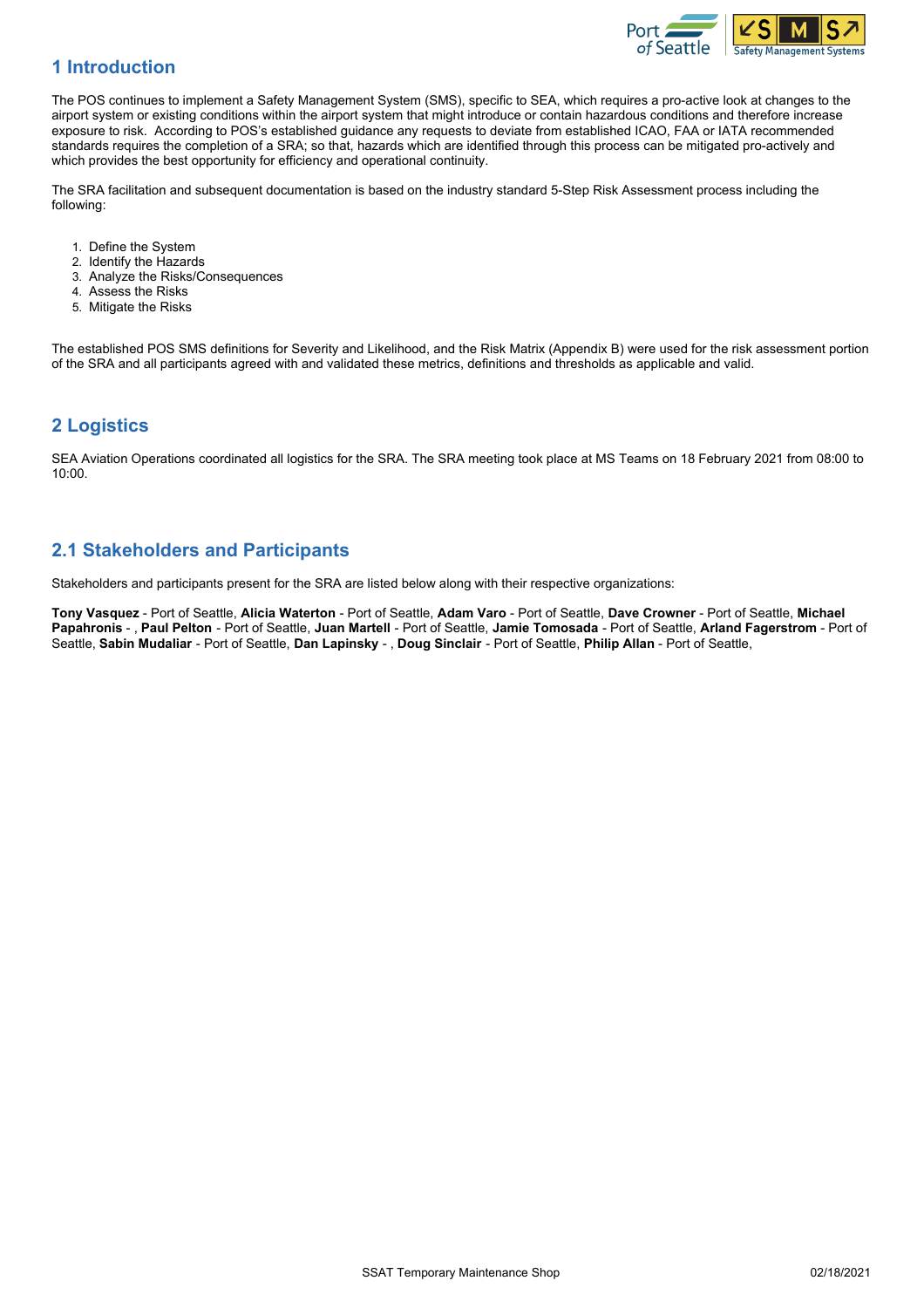# 1 Introduction

The POS continues to implement a Safety Management System (SMS), specific to SEA, which requires a pro-active look at changes to the airport system or existing conditions within the airport system that might introduce or contain hazardous conditions and therefore increase exposure to risk. According to POS's established guidance any requests to deviate from established ICAO, FAA or IATA recommended standards requires the completion of a SRA; so that, hazards which are identified through this process can be mitigated pro-actively and which provides the best opportunity for efficiency and operational continuity.

The SRA facilitation and subsequent documentation is based on the industry standard 5-Step Risk Assessment process including the following:

1. Define the System
2. Identify the Hazards
3. Analyze the Risks/Consequences
4. Assess the Risks
5. Mitigate the Risks

The established POS SMS definitions for Severity and Likelihood, and the Risk Matrix (Appendix B) were used for the risk assessment portion of the SRA and all participants agreed with and validated these metrics, definitions and thresholds as applicable and valid.

# 2 Logistics

SEA Aviation Operations coordinated all logistics for the SRA. The SRA meeting took place at MS Teams on 18 February 2021 from 08:00 to 10:00.

## 2.1 Stakeholders and Participants

Stakeholders and participants present for the SRA are listed below along with their respective organizations:

**Tony Vasquez** - Port of Seattle, **Alicia Waterton** - Port of Seattle, **Adam Varo** - Port of Seattle, **Dave Crowner** - Port of Seattle, **Michael Papahronis** - , **Paul Pelton** - Port of Seattle, **Juan Martell** - Port of Seattle, **Jamie Tomosada** - Port of Seattle, **Arland Fagerstrom** - Port of Seattle, **Sabin Mudaliar** - Port of Seattle, **Dan Lapinsky** - , **Doug Sinclair** - Port of Seattle, **Philip Allan** - Port of Seattle,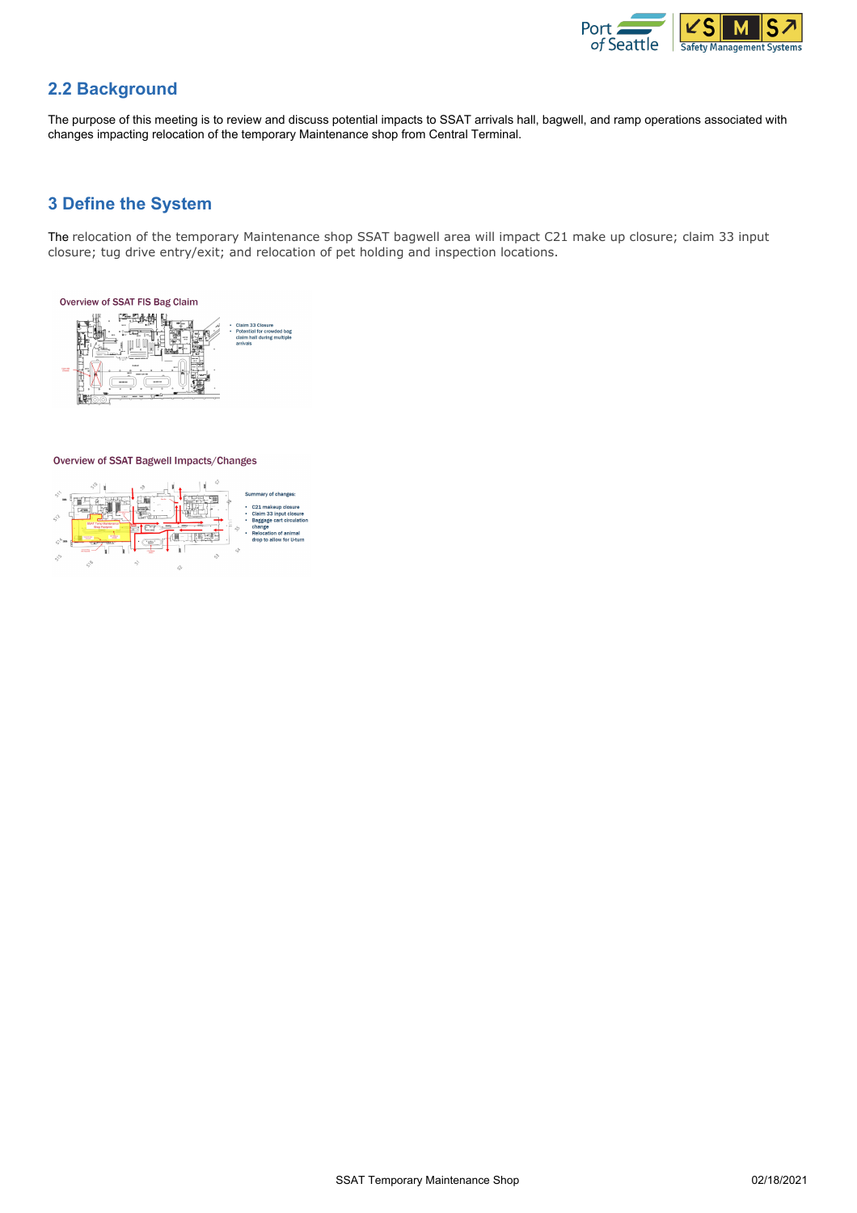## 2.2 Background

The purpose of this meeting is to review and discuss potential impacts to SSAT arrivals hall, bagwell, and ramp operations associated with changes impacting relocation of the temporary Maintenance shop from Central Terminal.

## 3 Define the System

The relocation of the temporary Maintenance shop SSAT bagwell area will impact C21 make up closure; claim 33 input closure; tug drive entry/exit; and relocation of pet holding and inspection locations.

Overview of SSAT FIS Bag Claim

- Claim 33 Closure
- Potential for crowded bag claim hall during multiple arrivals

Overview of SSAT Bagwell Impacts/Changes

Summary of changes:

- C21 makeup closure
- Claim 33 input closure
- Baggage cart circulation change
- Relocation of animal drop to allow for U-turn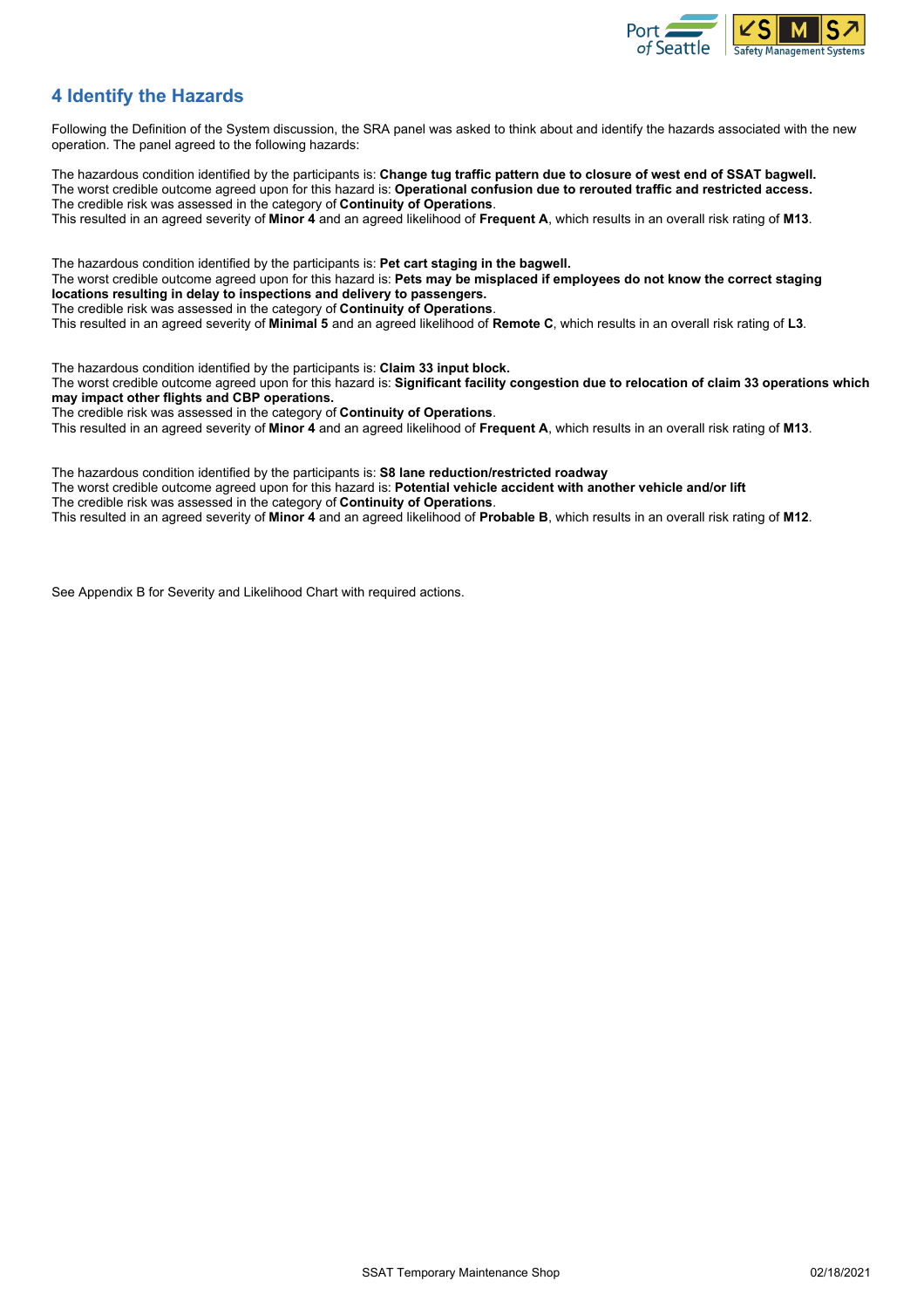## 4 Identify the Hazards

Following the Definition of the System discussion, the SRA panel was asked to think about and identify the hazards associated with the new operation. The panel agreed to the following hazards:

The hazardous condition identified by the participants is: **Change tug traffic pattern due to closure of west end of SSAT bagwell.**
The worst credible outcome agreed upon for this hazard is: **Operational confusion due to rerouted traffic and restricted access.**
The credible risk was assessed in the category of **Continuity of Operations**.
This resulted in an agreed severity of **Minor 4** and an agreed likelihood of **Frequent A**, which results in an overall risk rating of **M13**.

The hazardous condition identified by the participants is: **Pet cart staging in the bagwell.**
The worst credible outcome agreed upon for this hazard is: **Pets may be misplaced if employees do not know the correct staging locations resulting in delay to inspections and delivery to passengers.**
The credible risk was assessed in the category of **Continuity of Operations**.
This resulted in an agreed severity of **Minimal 5** and an agreed likelihood of **Remote C**, which results in an overall risk rating of **L3**.

The hazardous condition identified by the participants is: **Claim 33 input block.**
The worst credible outcome agreed upon for this hazard is: **Significant facility congestion due to relocation of claim 33 operations which may impact other flights and CBP operations.**
The credible risk was assessed in the category of **Continuity of Operations**.
This resulted in an agreed severity of **Minor 4** and an agreed likelihood of **Frequent A**, which results in an overall risk rating of **M13**.

The hazardous condition identified by the participants is: **S8 lane reduction/restricted roadway**
The worst credible outcome agreed upon for this hazard is: **Potential vehicle accident with another vehicle and/or lift**
The credible risk was assessed in the category of **Continuity of Operations**.
This resulted in an agreed severity of **Minor 4** and an agreed likelihood of **Probable B**, which results in an overall risk rating of **M12**.

See Appendix B for Severity and Likelihood Chart with required actions.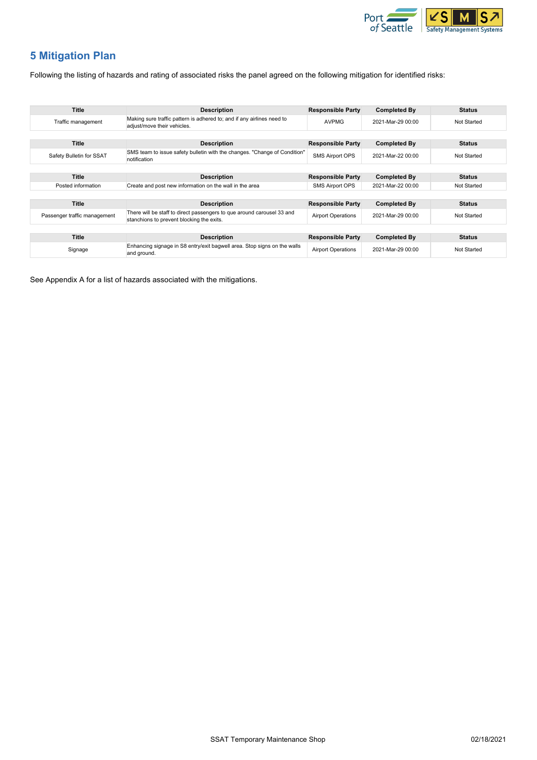# 5 Mitigation Plan

Following the listing of hazards and rating of associated risks the panel agreed on the following mitigation for identified risks:

| Title | Description | Responsible Party | Completed By | Status |
|---|---|---|---|---|
| Traffic management | Making sure traffic pattern is adhered to; and if any airlines need to adjust/move their vehicles. | AVPMG | 2021-Mar-29 00:00 | Not Started |

| Title | Description | Responsible Party | Completed By | Status |
|---|---|---|---|---|
| Safety Bulletin for SSAT | SMS team to issue safety bulletin with the changes. "Change of Condition" notification | SMS Airport OPS | 2021-Mar-22 00:00 | Not Started |

| Title | Description | Responsible Party | Completed By | Status |
|---|---|---|---|---|
| Posted information | Create and post new information on the wall in the area | SMS Airport OPS | 2021-Mar-22 00:00 | Not Started |

| Title | Description | Responsible Party | Completed By | Status |
|---|---|---|---|---|
| Passenger traffic management | There will be staff to direct passengers to que around carousel 33 and stanchions to prevent blocking the exits. | Airport Operations | 2021-Mar-29 00:00 | Not Started |

| Title | Description | Responsible Party | Completed By | Status |
|---|---|---|---|---|
| Signage | Enhancing signage in S8 entry/exit bagwell area. Stop signs on the walls and ground. | Airport Operations | 2021-Mar-29 00:00 | Not Started |

See Appendix A for a list of hazards associated with the mitigations.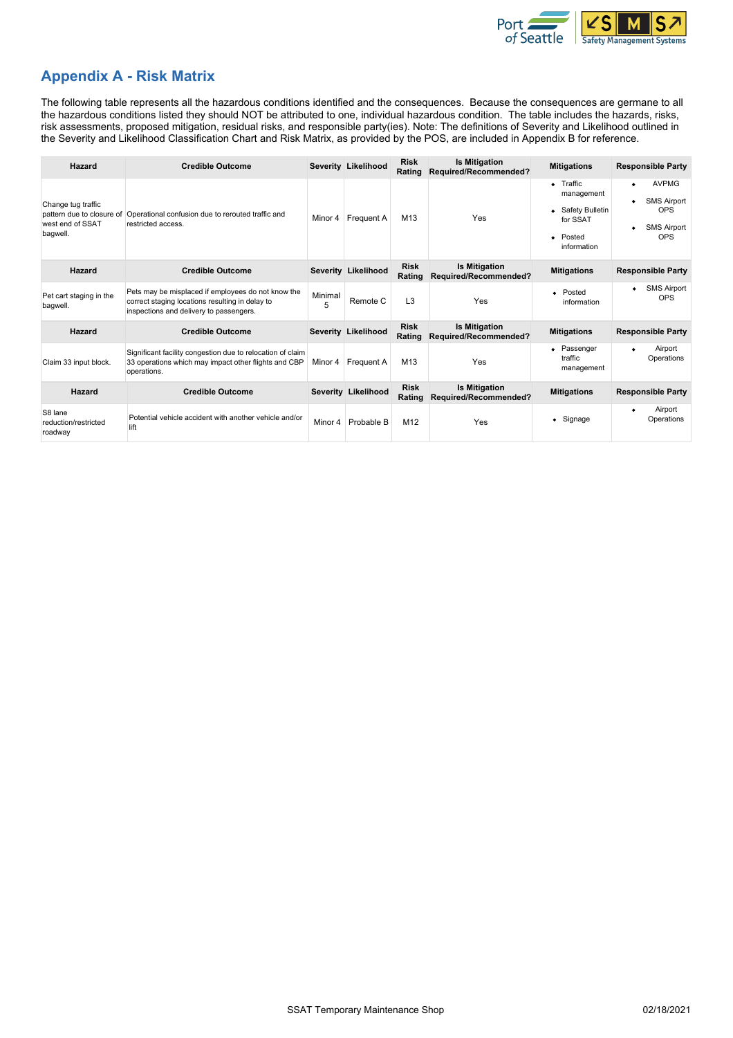## Appendix A - Risk Matrix

The following table represents all the hazardous conditions identified and the consequences. Because the consequences are germane to all the hazardous conditions listed they should NOT be attributed to one, individual hazardous condition. The table includes the hazards, risks, risk assessments, proposed mitigation, residual risks, and responsible party(ies). Note: The definitions of Severity and Likelihood outlined in the Severity and Likelihood Classification Chart and Risk Matrix, as provided by the POS, are included in Appendix B for reference.

| Hazard | Credible Outcome | Severity | Likelihood | Risk Rating | Is Mitigation Required/Recommended? | Mitigations | Responsible Party |
|---|---|---|---|---|---|---|---|
| Change tug traffic pattern due to closure of west end of SSAT bagwell. | Operational confusion due to rerouted traffic and restricted access. | Minor 4 | Frequent A | M13 | Yes | • Traffic management<br>• Safety Bulletin for SSAT<br>• Posted information | • AVPMG<br>• SMS Airport OPS<br>• SMS Airport OPS |
| Pet cart staging in the bagwell. | Pets may be misplaced if employees do not know the correct staging locations resulting in delay to inspections and delivery to passengers. | Minimal 5 | Remote C | L3 | Yes | • Posted information | • SMS Airport OPS |
| Claim 33 input block. | Significant facility congestion due to relocation of claim 33 operations which may impact other flights and CBP operations. | Minor 4 | Frequent A | M13 | Yes | • Passenger traffic management | • Airport Operations |
| S8 lane reduction/restricted roadway | Potential vehicle accident with another vehicle and/or lift | Minor 4 | Probable B | M12 | Yes | • Signage | • Airport Operations |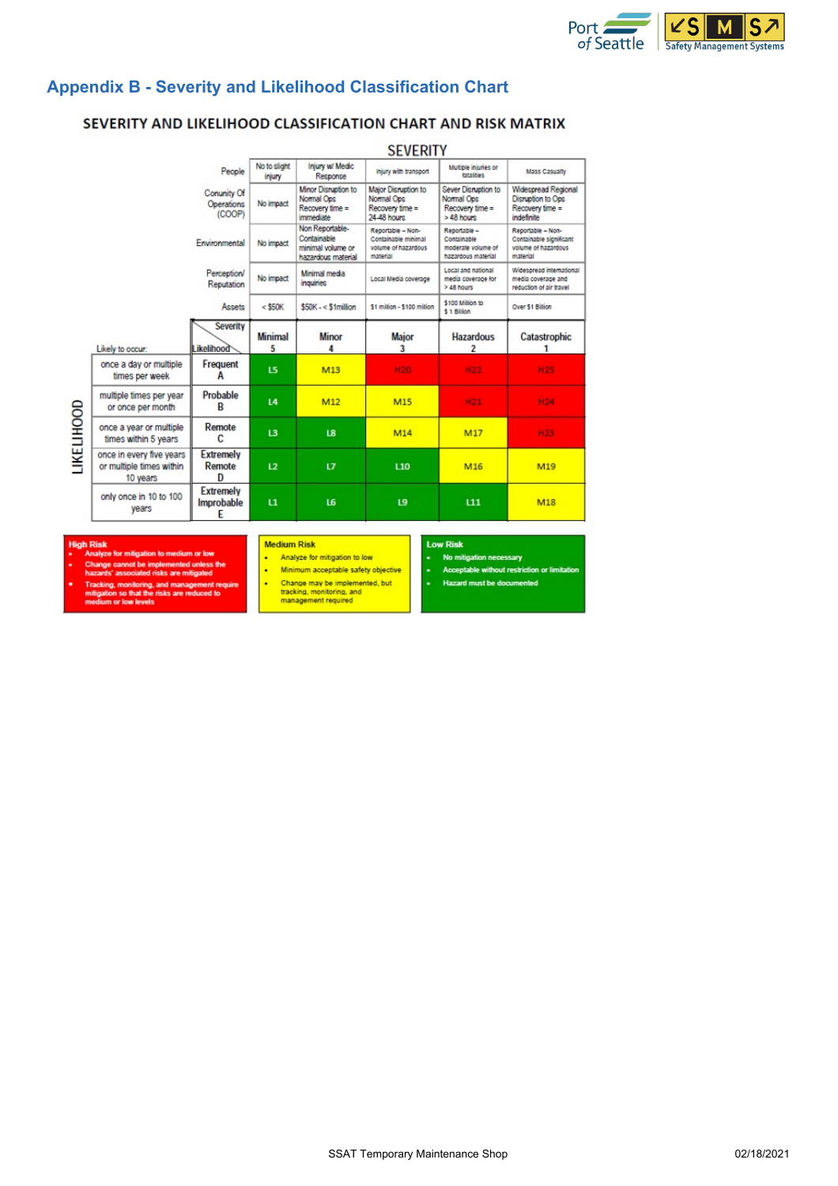## Appendix B - Severity and Likelihood Classification Chart

### SEVERITY AND LIKELIHOOD CLASSIFICATION CHART AND RISK MATRIX

SEVERITY

| | | | | | |
|---|---|---|---|---|---|
| People | No to slight injury | Injury w/ Medic Response | Injury with transport | Multiple injuries or fatalities | Mass Casualty |
| Conunity Of Operations (COOP) | No impact | Minor Disruption to Normal Ops Recovery time = immediate | Major Disruption to Normal Ops Recovery time = 24-48 hours | Sever Disruption to Normal Ops Recovery time = > 48 hours | Widespread Regional Disruption to Ops Recovery time = indefinite |
| Environmental | No impact | Non Reportable- Containable minimal volume or hazardous material | Reportable – Non-Containable minimal volume of hazardous material | Reportable – Containable moderate volume of hazardous material | Reportable – Non-Containable significant volume of hazardous material |
| Perception/ Reputation | No impact | Minimal media inquiries | Local Media coverage | Local and national media coverage for > 48 hours | Widespread international media coverage and reduction of air travel |
| Assets | < $50K | $50K - < $1million | $1 million - $100 million | $100 Million to $ 1 Billion | Over $1 Billion |

LIKELIHOOD

| Likely to occur: | Likelihood \ Severity | Minimal 5 | Minor 4 | Major 3 | Hazardous 2 | Catastrophic 1 |
|---|---|---|---|---|---|---|
| once a day or multiple times per week | Frequent A | L5 | M13 | H20 | H22 | H25 |
| multiple times per year or once per month | Probable B | L4 | M12 | M15 | H21 | H24 |
| once a year or multiple times within 5 years | Remote C | L3 | L8 | M14 | M17 | H23 |
| once in every five years or multiple times within 10 years | Extremely Remote D | L2 | L7 | L10 | M16 | M19 |
| only once in 10 to 100 years | Extremely Improbable E | L1 | L6 | L9 | L11 | M18 |

**High Risk**
- Analyze for mitigation to medium or low
- Change cannot be implemented unless the hazards' associated risks are mitigated
- Tracking, monitoring, and management require mitigation so that the risks are reduced to medium or low levels

**Medium Risk**
- Analyze for mitigation to low
- Minimum acceptable safety objective
- Change may be implemented, but tracking, monitoring, and management required

**Low Risk**
- No mitigation necessary
- Acceptable without restriction or limitation
- Hazard must be documented